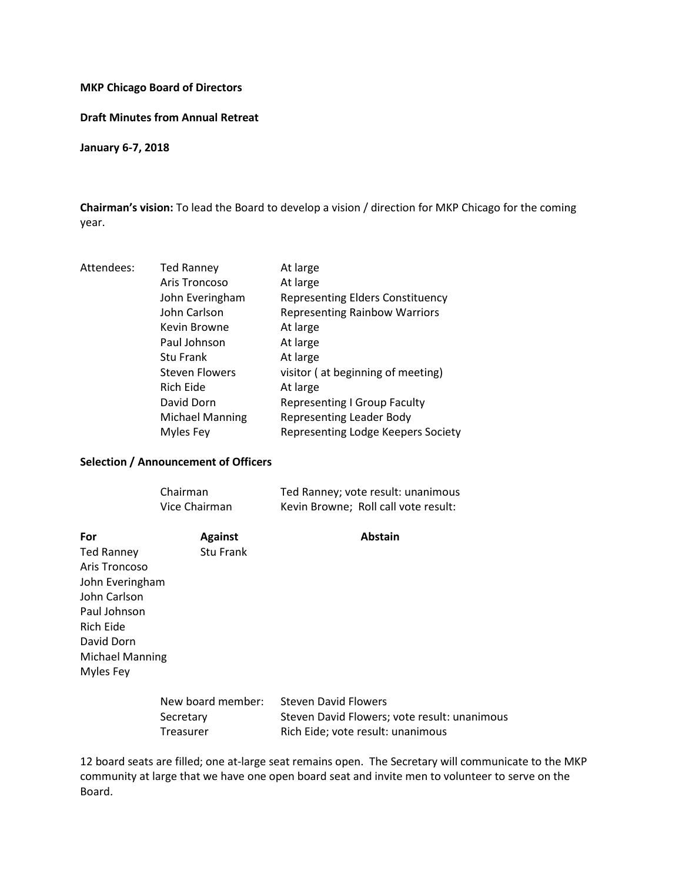**MKP Chicago Board of Directors**

**Draft Minutes from Annual Retreat**

**January 6-7, 2018**

**Chairman's vision:** To lead the Board to develop a vision / direction for MKP Chicago for the coming year.

| Attendees: | Name | Role |
|---|---|---|
| | Ted Ranney | At large |
| | Aris Troncoso | At large |
| | John Everingham | Representing Elders Constituency |
| | John Carlson | Representing Rainbow Warriors |
| | Kevin Browne | At large |
| | Paul Johnson | At large |
| | Stu Frank | At large |
| | Steven Flowers | visitor ( at beginning of meeting) |
| | Rich Eide | At large |
| | David Dorn | Representing I Group Faculty |
| | Michael Manning | Representing Leader Body |
| | Myles Fey | Representing Lodge Keepers Society |

**Selection / Announcement of Officers**

| Office | Result |
|---|---|
| Chairman | Ted Ranney; vote result: unanimous |
| Vice Chairman | Kevin Browne; Roll call vote result: |

| **For** | **Against** | **Abstain** |
|---|---|---|
| Ted Ranney | Stu Frank | |
| Aris Troncoso | | |
| John Everingham | | |
| John Carlson | | |
| Paul Johnson | | |
| Rich Eide | | |
| David Dorn | | |
| Michael Manning | | |
| Myles Fey | | |

| Office | Result |
|---|---|
| New board member: | Steven David Flowers |
| Secretary | Steven David Flowers; vote result: unanimous |
| Treasurer | Rich Eide; vote result: unanimous |

12 board seats are filled; one at-large seat remains open. The Secretary will communicate to the MKP community at large that we have one open board seat and invite men to volunteer to serve on the Board.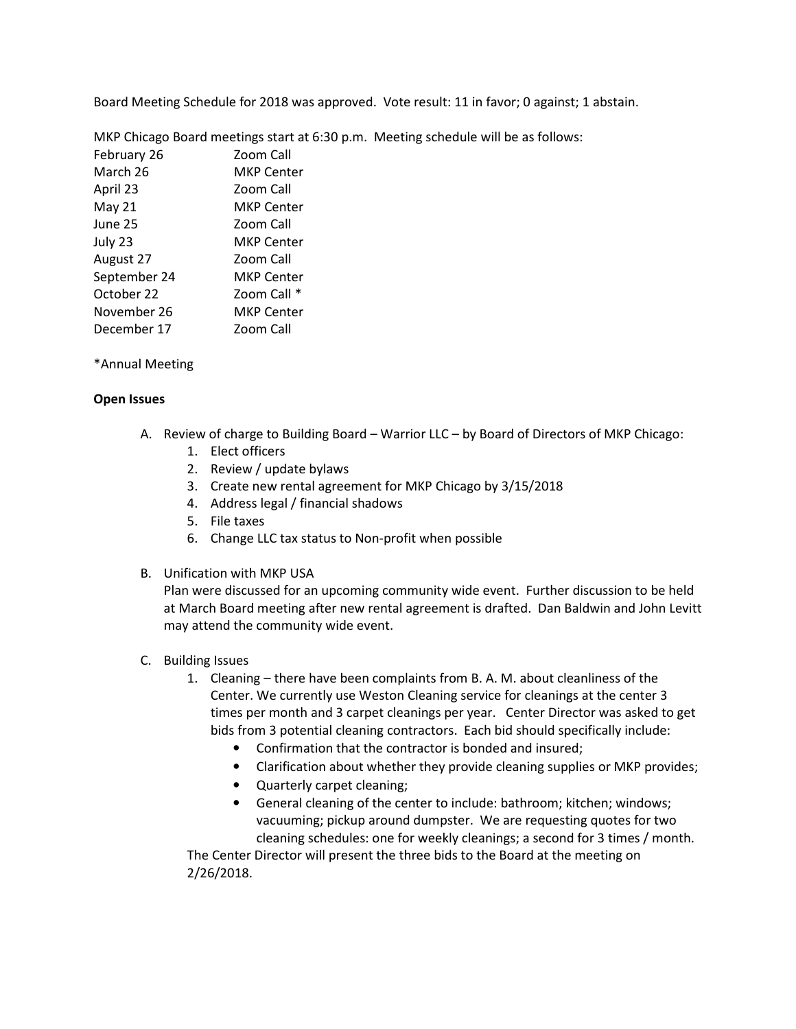Board Meeting Schedule for 2018 was approved. Vote result: 11 in favor; 0 against; 1 abstain.

MKP Chicago Board meetings start at 6:30 p.m. Meeting schedule will be as follows:

| | |
|---|---|
| February 26 | Zoom Call |
| March 26 | MKP Center |
| April 23 | Zoom Call |
| May 21 | MKP Center |
| June 25 | Zoom Call |
| July 23 | MKP Center |
| August 27 | Zoom Call |
| September 24 | MKP Center |
| October 22 | Zoom Call * |
| November 26 | MKP Center |
| December 17 | Zoom Call |

*Annual Meeting

**Open Issues**

A. Review of charge to Building Board – Warrior LLC – by Board of Directors of MKP Chicago:
   1. Elect officers
   2. Review / update bylaws
   3. Create new rental agreement for MKP Chicago by 3/15/2018
   4. Address legal / financial shadows
   5. File taxes
   6. Change LLC tax status to Non-profit when possible

B. Unification with MKP USA

   Plan were discussed for an upcoming community wide event. Further discussion to be held at March Board meeting after new rental agreement is drafted. Dan Baldwin and John Levitt may attend the community wide event.

C. Building Issues
   1. Cleaning – there have been complaints from B. A. M. about cleanliness of the Center. We currently use Weston Cleaning service for cleanings at the center 3 times per month and 3 carpet cleanings per year. Center Director was asked to get bids from 3 potential cleaning contractors. Each bid should specifically include:
      - Confirmation that the contractor is bonded and insured;
      - Clarification about whether they provide cleaning supplies or MKP provides;
      - Quarterly carpet cleaning;
      - General cleaning of the center to include: bathroom; kitchen; windows; vacuuming; pickup around dumpster. We are requesting quotes for two cleaning schedules: one for weekly cleanings; a second for 3 times / month.

   The Center Director will present the three bids to the Board at the meeting on 2/26/2018.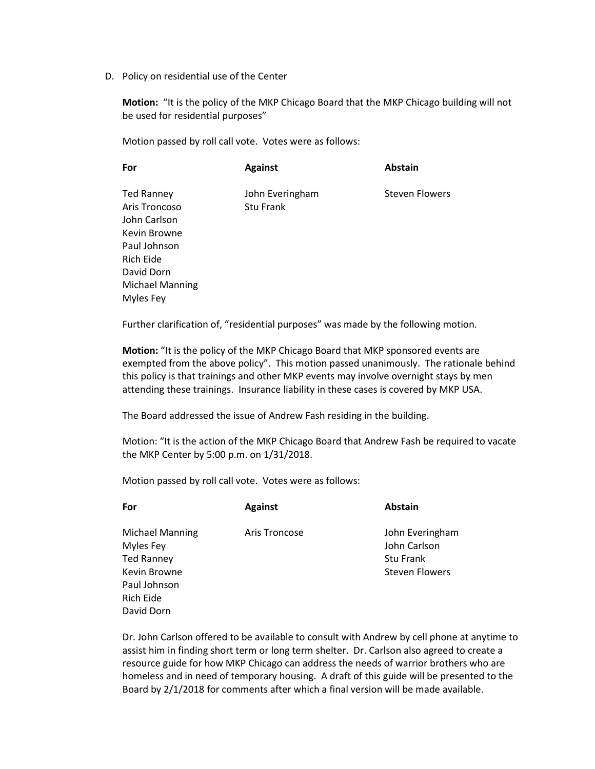D. Policy on residential use of the Center

**Motion:** "It is the policy of the MKP Chicago Board that the MKP Chicago building will not be used for residential purposes"

Motion passed by roll call vote. Votes were as follows:

| **For** | **Against** | **Abstain** |
|---|---|---|
| Ted Ranney | John Everingham | Steven Flowers |
| Aris Troncoso | Stu Frank | |
| John Carlson | | |
| Kevin Browne | | |
| Paul Johnson | | |
| Rich Eide | | |
| David Dorn | | |
| Michael Manning | | |
| Myles Fey | | |

Further clarification of, "residential purposes" was made by the following motion.

**Motion:** "It is the policy of the MKP Chicago Board that MKP sponsored events are exempted from the above policy". This motion passed unanimously. The rationale behind this policy is that trainings and other MKP events may involve overnight stays by men attending these trainings. Insurance liability in these cases is covered by MKP USA.

The Board addressed the issue of Andrew Fash residing in the building.

Motion: "It is the action of the MKP Chicago Board that Andrew Fash be required to vacate the MKP Center by 5:00 p.m. on 1/31/2018.

Motion passed by roll call vote. Votes were as follows:

| **For** | **Against** | **Abstain** |
|---|---|---|
| Michael Manning | Aris Troncose | John Everingham |
| Myles Fey | | John Carlson |
| Ted Ranney | | Stu Frank |
| Kevin Browne | | Steven Flowers |
| Paul Johnson | | |
| Rich Eide | | |
| David Dorn | | |

Dr. John Carlson offered to be available to consult with Andrew by cell phone at anytime to assist him in finding short term or long term shelter. Dr. Carlson also agreed to create a resource guide for how MKP Chicago can address the needs of warrior brothers who are homeless and in need of temporary housing. A draft of this guide will be presented to the Board by 2/1/2018 for comments after which a final version will be made available.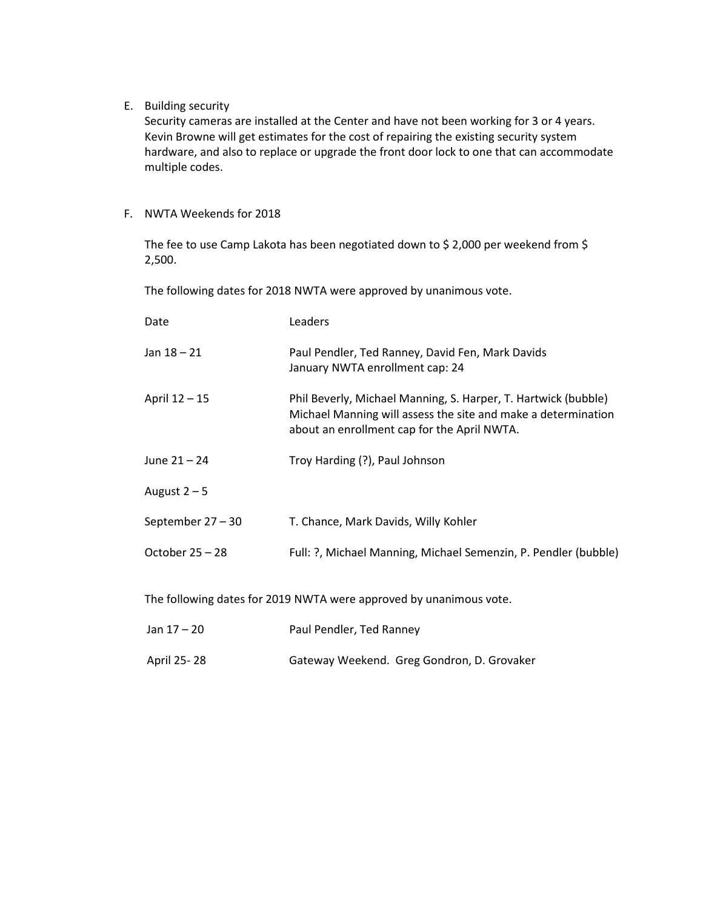E. Building security

Security cameras are installed at the Center and have not been working for 3 or 4 years. Kevin Browne will get estimates for the cost of repairing the existing security system hardware, and also to replace or upgrade the front door lock to one that can accommodate multiple codes.

F. NWTA Weekends for 2018

The fee to use Camp Lakota has been negotiated down to $ 2,000 per weekend from $ 2,500.

The following dates for 2018 NWTA were approved by unanimous vote.

| Date | Leaders |
|---|---|
| Jan 18 – 21 | Paul Pendler, Ted Ranney, David Fen, Mark Davids<br>January NWTA enrollment cap: 24 |
| April 12 – 15 | Phil Beverly, Michael Manning, S. Harper, T. Hartwick (bubble)<br>Michael Manning will assess the site and make a determination about an enrollment cap for the April NWTA. |
| June 21 – 24 | Troy Harding (?), Paul Johnson |
| August 2 – 5 | |
| September 27 – 30 | T. Chance, Mark Davids, Willy Kohler |
| October 25 – 28 | Full: ?, Michael Manning, Michael Semenzin, P. Pendler (bubble) |

The following dates for 2019 NWTA were approved by unanimous vote.

| | |
|---|---|
| Jan 17 – 20 | Paul Pendler, Ted Ranney |
| April 25- 28 | Gateway Weekend. Greg Gondron, D. Grovaker |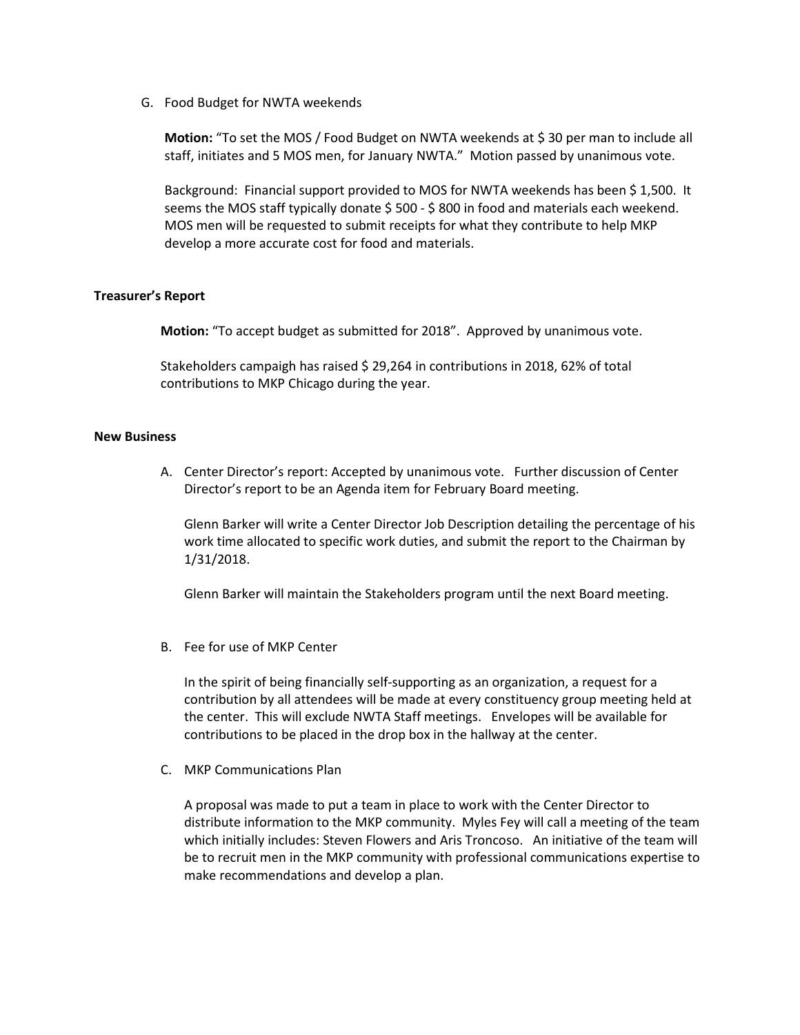G. Food Budget for NWTA weekends

**Motion:** "To set the MOS / Food Budget on NWTA weekends at $ 30 per man to include all staff, initiates and 5 MOS men, for January NWTA." Motion passed by unanimous vote.

Background: Financial support provided to MOS for NWTA weekends has been $ 1,500. It seems the MOS staff typically donate $ 500 - $ 800 in food and materials each weekend. MOS men will be requested to submit receipts for what they contribute to help MKP develop a more accurate cost for food and materials.

**Treasurer's Report**

**Motion:** "To accept budget as submitted for 2018". Approved by unanimous vote.

Stakeholders campaigh has raised $ 29,264 in contributions in 2018, 62% of total contributions to MKP Chicago during the year.

**New Business**

A. Center Director's report: Accepted by unanimous vote. Further discussion of Center Director's report to be an Agenda item for February Board meeting.

Glenn Barker will write a Center Director Job Description detailing the percentage of his work time allocated to specific work duties, and submit the report to the Chairman by 1/31/2018.

Glenn Barker will maintain the Stakeholders program until the next Board meeting.

B. Fee for use of MKP Center

In the spirit of being financially self-supporting as an organization, a request for a contribution by all attendees will be made at every constituency group meeting held at the center. This will exclude NWTA Staff meetings. Envelopes will be available for contributions to be placed in the drop box in the hallway at the center.

C. MKP Communications Plan

A proposal was made to put a team in place to work with the Center Director to distribute information to the MKP community. Myles Fey will call a meeting of the team which initially includes: Steven Flowers and Aris Troncoso. An initiative of the team will be to recruit men in the MKP community with professional communications expertise to make recommendations and develop a plan.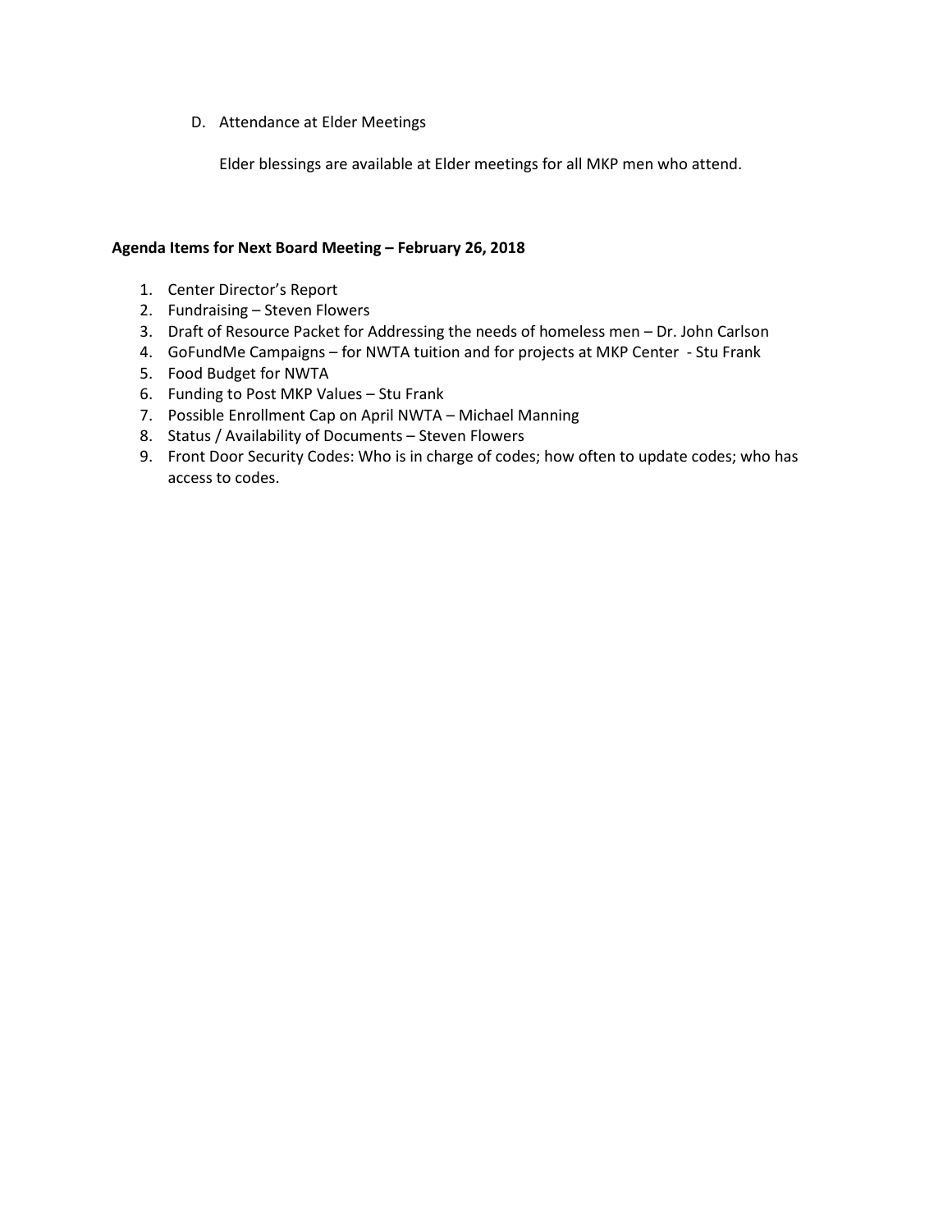D. Attendance at Elder Meetings

Elder blessings are available at Elder meetings for all MKP men who attend.

**Agenda Items for Next Board Meeting – February 26, 2018**

1. Center Director's Report
2. Fundraising – Steven Flowers
3. Draft of Resource Packet for Addressing the needs of homeless men – Dr. John Carlson
4. GoFundMe Campaigns – for NWTA tuition and for projects at MKP Center - Stu Frank
5. Food Budget for NWTA
6. Funding to Post MKP Values – Stu Frank
7. Possible Enrollment Cap on April NWTA – Michael Manning
8. Status / Availability of Documents – Steven Flowers
9. Front Door Security Codes: Who is in charge of codes; how often to update codes; who has access to codes.